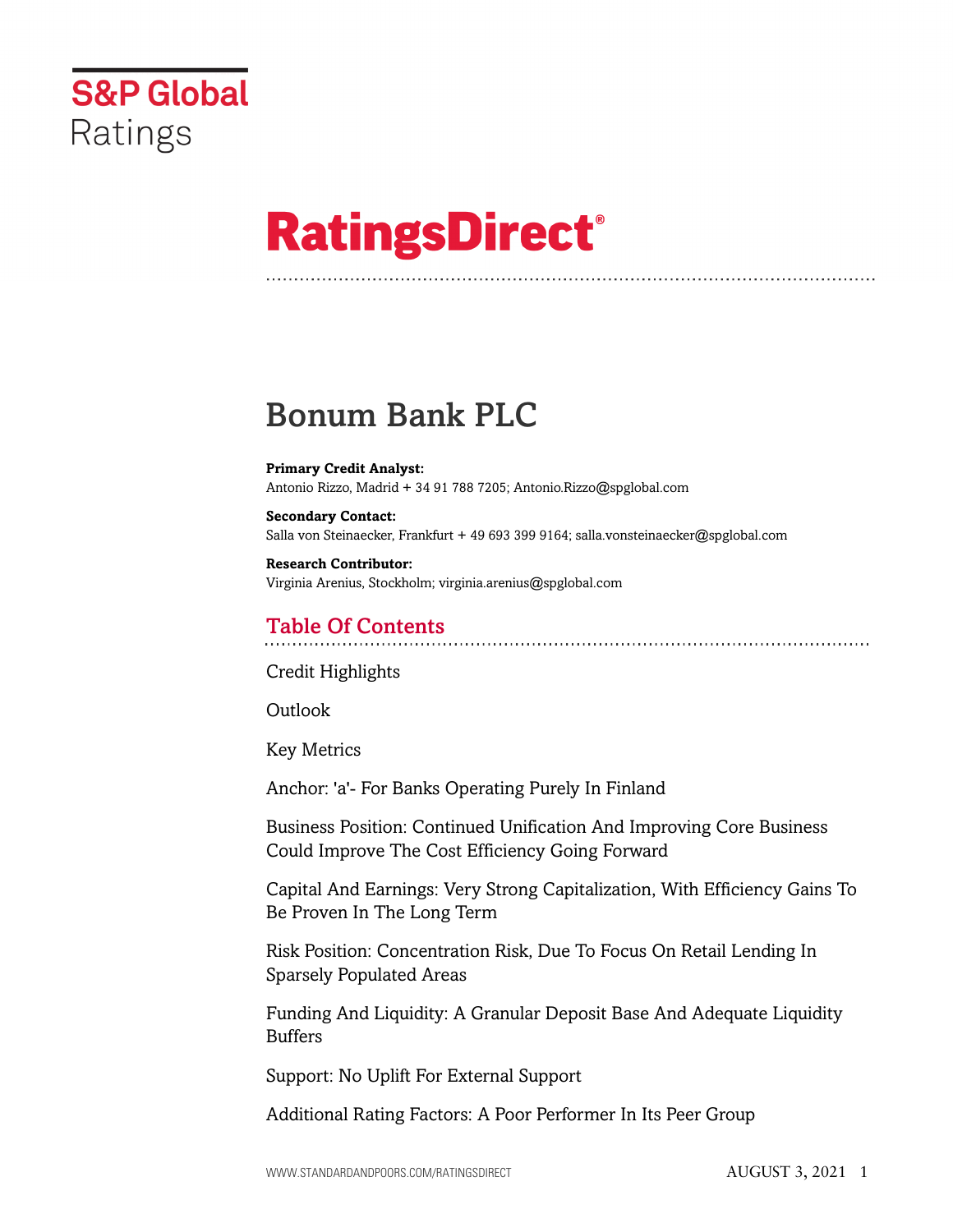# Bonum Bank PLC

**Primary Credit Analyst:**
Antonio Rizzo, Madrid + 34 91 788 7205; Antonio.Rizzo@spglobal.com

**Secondary Contact:**
Salla von Steinaecker, Frankfurt + 49 693 399 9164; salla.vonsteinaecker@spglobal.com

**Research Contributor:**
Virginia Arenius, Stockholm; virginia.arenius@spglobal.com

## Table Of Contents

Credit Highlights

Outlook

Key Metrics

Anchor: 'a'- For Banks Operating Purely In Finland

Business Position: Continued Unification And Improving Core Business Could Improve The Cost Efficiency Going Forward

Capital And Earnings: Very Strong Capitalization, With Efficiency Gains To Be Proven In The Long Term

Risk Position: Concentration Risk, Due To Focus On Retail Lending In Sparsely Populated Areas

Funding And Liquidity: A Granular Deposit Base And Adequate Liquidity Buffers

Support: No Uplift For External Support

Additional Rating Factors: A Poor Performer In Its Peer Group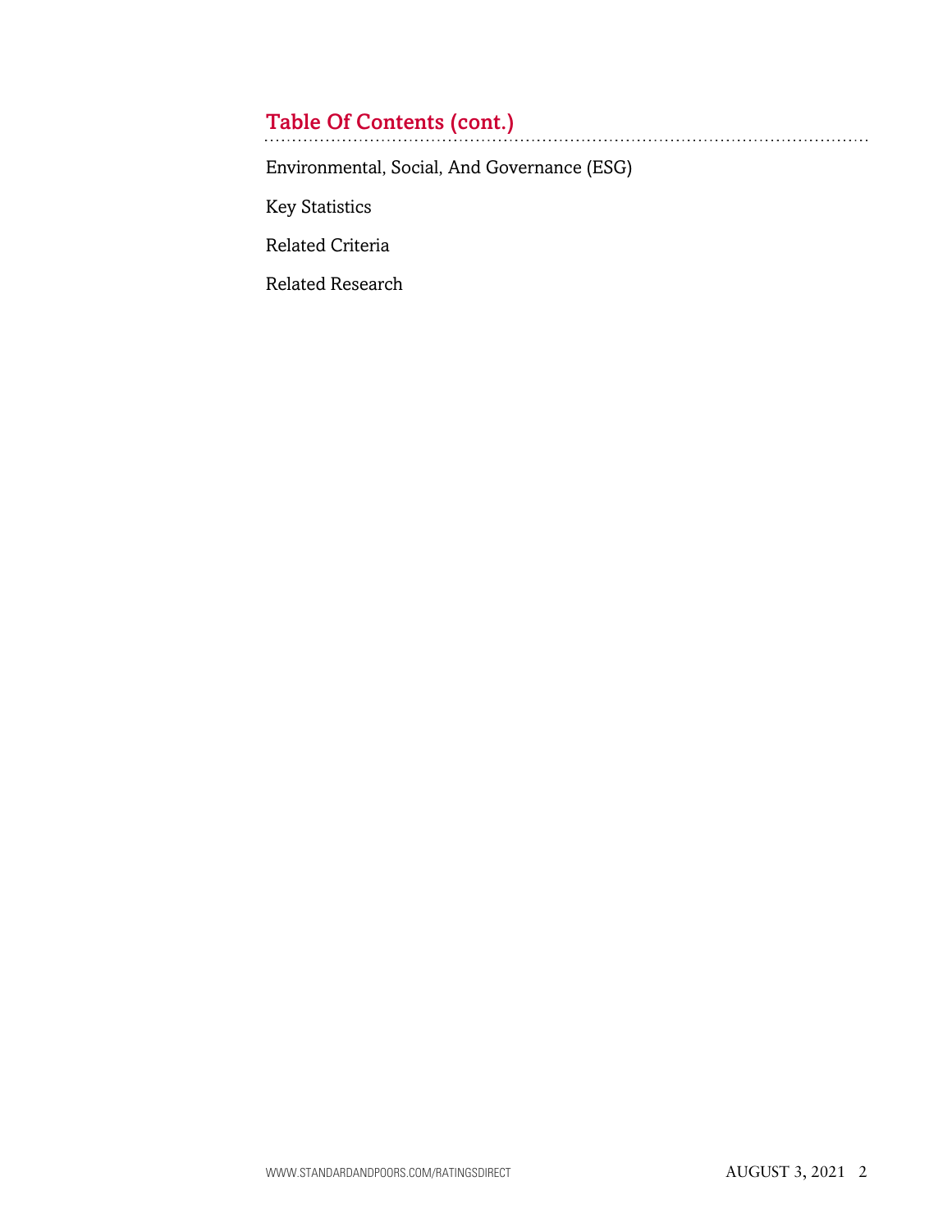## Table Of Contents (cont.)

Environmental, Social, And Governance (ESG)

Key Statistics

Related Criteria

Related Research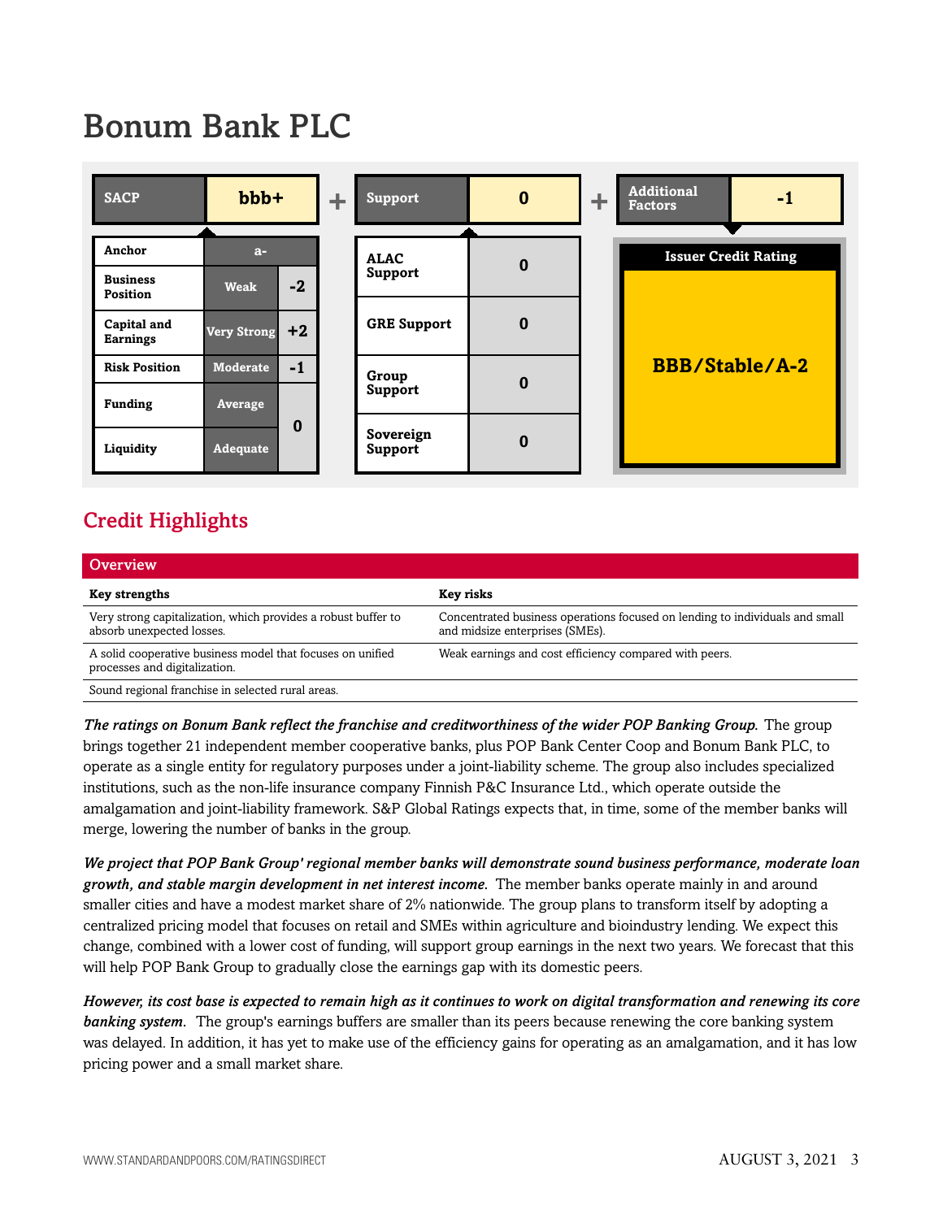# Bonum Bank PLC

| SACP | bbb+ | + | Support | 0 | + | Additional Factors | -1 |
|---|---|---|---|---|---|---|---|

| Anchor | a- | |
|---|---|---|
| Business Position | Weak | -2 |
| Capital and Earnings | Very Strong | +2 |
| Risk Position | Moderate | -1 |
| Funding | Average | 0 |
| Liquidity | Adequate | |

| Support | |
|---|---|
| ALAC Support | 0 |
| GRE Support | 0 |
| Group Support | 0 |
| Sovereign Support | 0 |

| Issuer Credit Rating |
|---|
| BBB/Stable/A-2 |

## Credit Highlights

| Overview | |
|---|---|
| **Key strengths** | **Key risks** |
| Very strong capitalization, which provides a robust buffer to absorb unexpected losses. | Concentrated business operations focused on lending to individuals and small and midsize enterprises (SMEs). |
| A solid cooperative business model that focuses on unified processes and digitalization. | Weak earnings and cost efficiency compared with peers. |
| Sound regional franchise in selected rural areas. | |

***The ratings on Bonum Bank reflect the franchise and creditworthiness of the wider POP Banking Group.*** The group brings together 21 independent member cooperative banks, plus POP Bank Center Coop and Bonum Bank PLC, to operate as a single entity for regulatory purposes under a joint-liability scheme. The group also includes specialized institutions, such as the non-life insurance company Finnish P&C Insurance Ltd., which operate outside the amalgamation and joint-liability framework. S&P Global Ratings expects that, in time, some of the member banks will merge, lowering the number of banks in the group.

***We project that POP Bank Group' regional member banks will demonstrate sound business performance, moderate loan growth, and stable margin development in net interest income.*** The member banks operate mainly in and around smaller cities and have a modest market share of 2% nationwide. The group plans to transform itself by adopting a centralized pricing model that focuses on retail and SMEs within agriculture and bioindustry lending. We expect this change, combined with a lower cost of funding, will support group earnings in the next two years. We forecast that this will help POP Bank Group to gradually close the earnings gap with its domestic peers.

***However, its cost base is expected to remain high as it continues to work on digital transformation and renewing its core banking system.*** The group's earnings buffers are smaller than its peers because renewing the core banking system was delayed. In addition, it has yet to make use of the efficiency gains for operating as an amalgamation, and it has low pricing power and a small market share.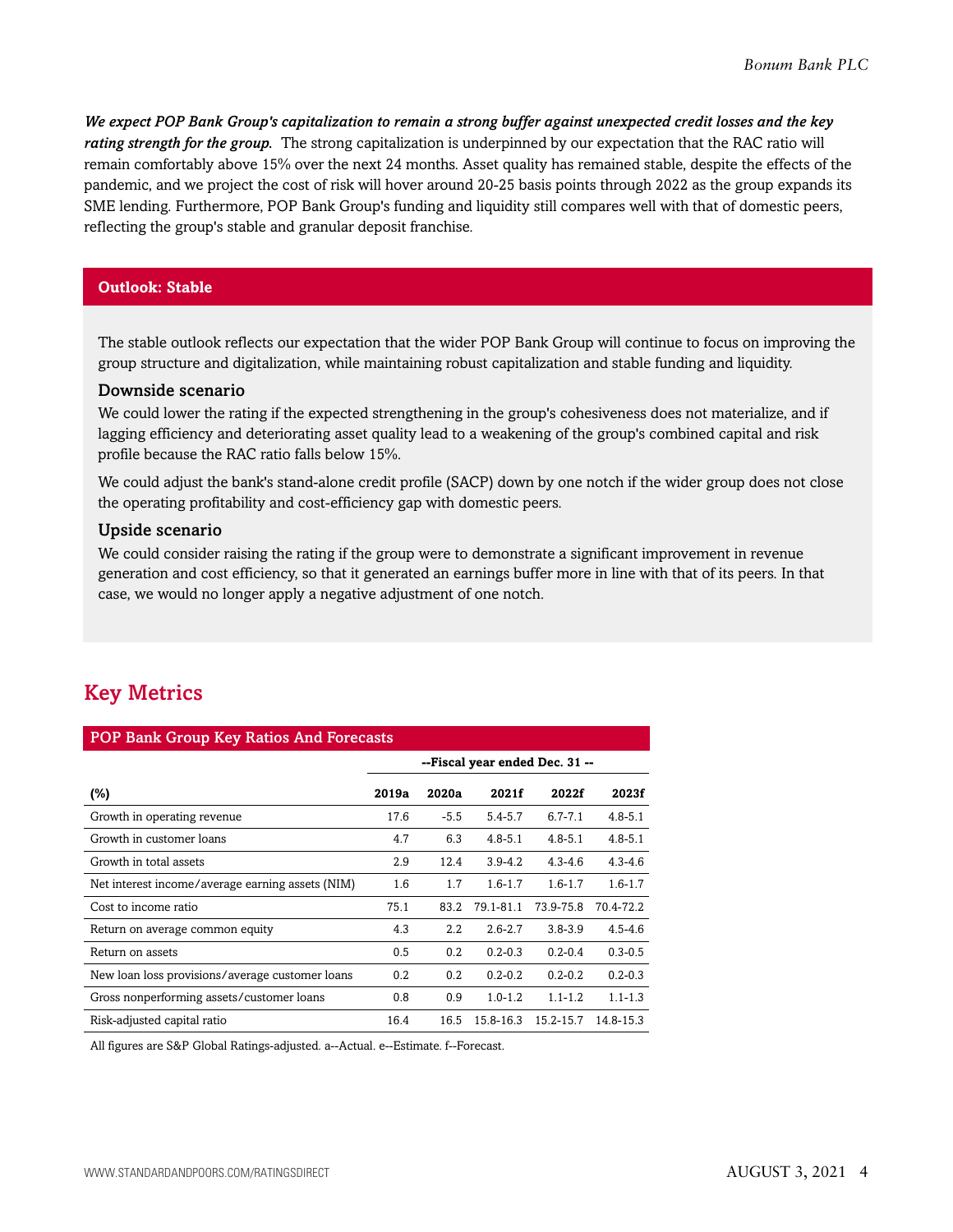***We expect POP Bank Group's capitalization to remain a strong buffer against unexpected credit losses and the key rating strength for the group.*** The strong capitalization is underpinned by our expectation that the RAC ratio will remain comfortably above 15% over the next 24 months. Asset quality has remained stable, despite the effects of the pandemic, and we project the cost of risk will hover around 20-25 basis points through 2022 as the group expands its SME lending. Furthermore, POP Bank Group's funding and liquidity still compares well with that of domestic peers, reflecting the group's stable and granular deposit franchise.

## Outlook: Stable

The stable outlook reflects our expectation that the wider POP Bank Group will continue to focus on improving the group structure and digitalization, while maintaining robust capitalization and stable funding and liquidity.

### Downside scenario

We could lower the rating if the expected strengthening in the group's cohesiveness does not materialize, and if lagging efficiency and deteriorating asset quality lead to a weakening of the group's combined capital and risk profile because the RAC ratio falls below 15%.

We could adjust the bank's stand-alone credit profile (SACP) down by one notch if the wider group does not close the operating profitability and cost-efficiency gap with domestic peers.

### Upside scenario

We could consider raising the rating if the group were to demonstrate a significant improvement in revenue generation and cost efficiency, so that it generated an earnings buffer more in line with that of its peers. In that case, we would no longer apply a negative adjustment of one notch.

# Key Metrics

**POP Bank Group Key Ratios And Forecasts**

| | --Fiscal year ended Dec. 31 -- | | | | |
|---|---|---|---|---|---|
| **(%)** | **2019a** | **2020a** | **2021f** | **2022f** | **2023f** |
| Growth in operating revenue | 17.6 | -5.5 | 5.4-5.7 | 6.7-7.1 | 4.8-5.1 |
| Growth in customer loans | 4.7 | 6.3 | 4.8-5.1 | 4.8-5.1 | 4.8-5.1 |
| Growth in total assets | 2.9 | 12.4 | 3.9-4.2 | 4.3-4.6 | 4.3-4.6 |
| Net interest income/average earning assets (NIM) | 1.6 | 1.7 | 1.6-1.7 | 1.6-1.7 | 1.6-1.7 |
| Cost to income ratio | 75.1 | 83.2 | 79.1-81.1 | 73.9-75.8 | 70.4-72.2 |
| Return on average common equity | 4.3 | 2.2 | 2.6-2.7 | 3.8-3.9 | 4.5-4.6 |
| Return on assets | 0.5 | 0.2 | 0.2-0.3 | 0.2-0.4 | 0.3-0.5 |
| New loan loss provisions/average customer loans | 0.2 | 0.2 | 0.2-0.2 | 0.2-0.2 | 0.2-0.3 |
| Gross nonperforming assets/customer loans | 0.8 | 0.9 | 1.0-1.2 | 1.1-1.2 | 1.1-1.3 |
| Risk-adjusted capital ratio | 16.4 | 16.5 | 15.8-16.3 | 15.2-15.7 | 14.8-15.3 |

All figures are S&P Global Ratings-adjusted. a--Actual. e--Estimate. f--Forecast.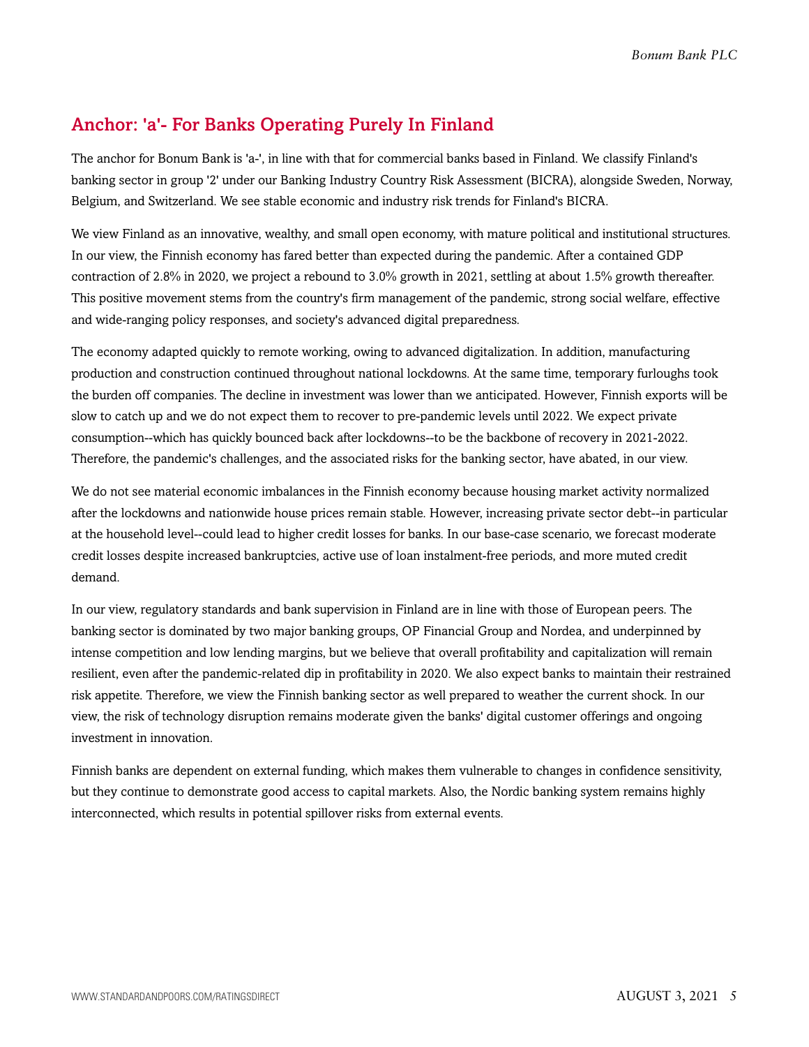## Anchor: 'a'- For Banks Operating Purely In Finland

The anchor for Bonum Bank is 'a-', in line with that for commercial banks based in Finland. We classify Finland's banking sector in group '2' under our Banking Industry Country Risk Assessment (BICRA), alongside Sweden, Norway, Belgium, and Switzerland. We see stable economic and industry risk trends for Finland's BICRA.

We view Finland as an innovative, wealthy, and small open economy, with mature political and institutional structures. In our view, the Finnish economy has fared better than expected during the pandemic. After a contained GDP contraction of 2.8% in 2020, we project a rebound to 3.0% growth in 2021, settling at about 1.5% growth thereafter. This positive movement stems from the country's firm management of the pandemic, strong social welfare, effective and wide-ranging policy responses, and society's advanced digital preparedness.

The economy adapted quickly to remote working, owing to advanced digitalization. In addition, manufacturing production and construction continued throughout national lockdowns. At the same time, temporary furloughs took the burden off companies. The decline in investment was lower than we anticipated. However, Finnish exports will be slow to catch up and we do not expect them to recover to pre-pandemic levels until 2022. We expect private consumption--which has quickly bounced back after lockdowns--to be the backbone of recovery in 2021-2022. Therefore, the pandemic's challenges, and the associated risks for the banking sector, have abated, in our view.

We do not see material economic imbalances in the Finnish economy because housing market activity normalized after the lockdowns and nationwide house prices remain stable. However, increasing private sector debt--in particular at the household level--could lead to higher credit losses for banks. In our base-case scenario, we forecast moderate credit losses despite increased bankruptcies, active use of loan instalment-free periods, and more muted credit demand.

In our view, regulatory standards and bank supervision in Finland are in line with those of European peers. The banking sector is dominated by two major banking groups, OP Financial Group and Nordea, and underpinned by intense competition and low lending margins, but we believe that overall profitability and capitalization will remain resilient, even after the pandemic-related dip in profitability in 2020. We also expect banks to maintain their restrained risk appetite. Therefore, we view the Finnish banking sector as well prepared to weather the current shock. In our view, the risk of technology disruption remains moderate given the banks' digital customer offerings and ongoing investment in innovation.

Finnish banks are dependent on external funding, which makes them vulnerable to changes in confidence sensitivity, but they continue to demonstrate good access to capital markets. Also, the Nordic banking system remains highly interconnected, which results in potential spillover risks from external events.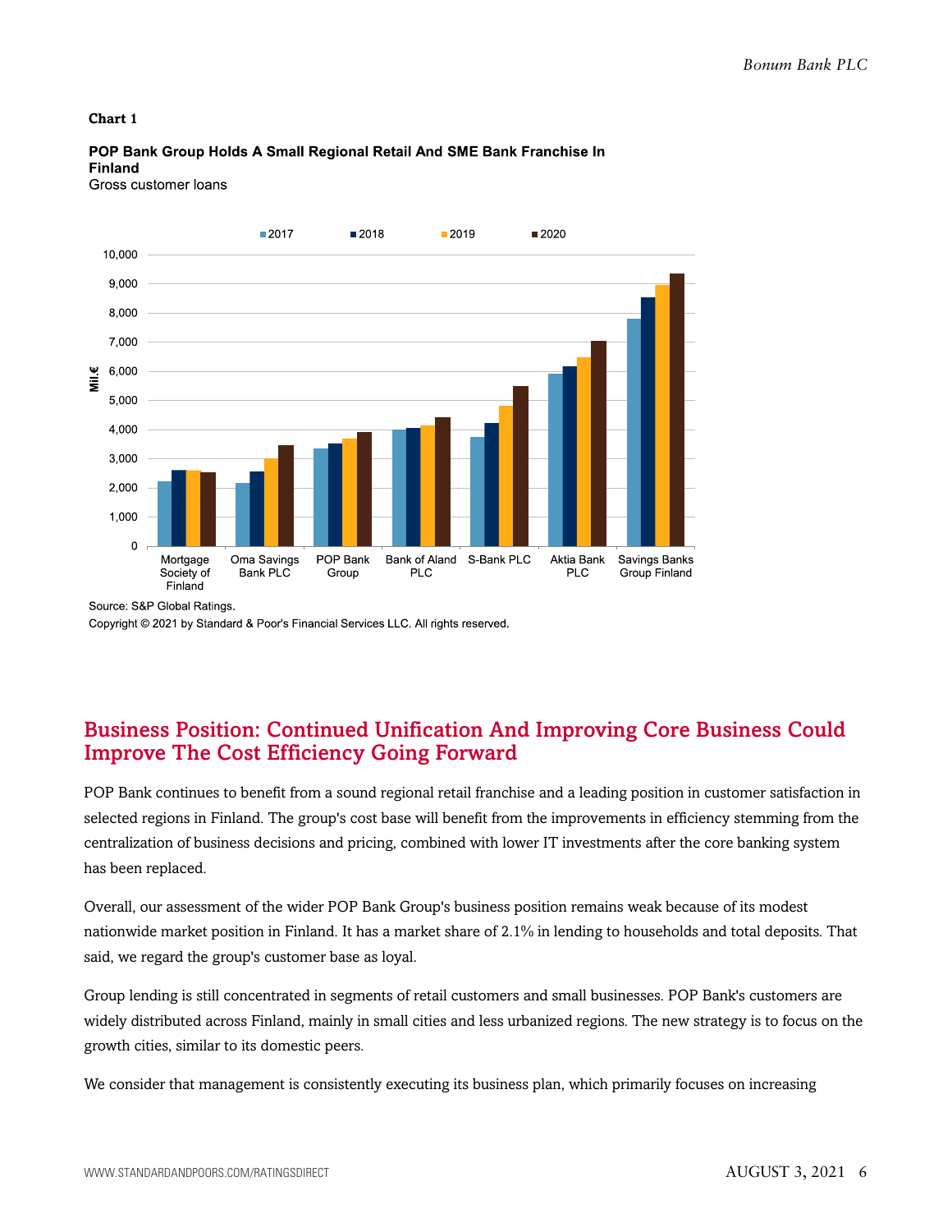**Chart 1**

**POP Bank Group Holds A Small Regional Retail And SME Bank Franchise In Finland**

Gross customer loans

Source: S&P Global Ratings.

Copyright © 2021 by Standard & Poor's Financial Services LLC. All rights reserved.

## Business Position: Continued Unification And Improving Core Business Could Improve The Cost Efficiency Going Forward

POP Bank continues to benefit from a sound regional retail franchise and a leading position in customer satisfaction in selected regions in Finland. The group's cost base will benefit from the improvements in efficiency stemming from the centralization of business decisions and pricing, combined with lower IT investments after the core banking system has been replaced.

Overall, our assessment of the wider POP Bank Group's business position remains weak because of its modest nationwide market position in Finland. It has a market share of 2.1% in lending to households and total deposits. That said, we regard the group's customer base as loyal.

Group lending is still concentrated in segments of retail customers and small businesses. POP Bank's customers are widely distributed across Finland, mainly in small cities and less urbanized regions. The new strategy is to focus on the growth cities, similar to its domestic peers.

We consider that management is consistently executing its business plan, which primarily focuses on increasing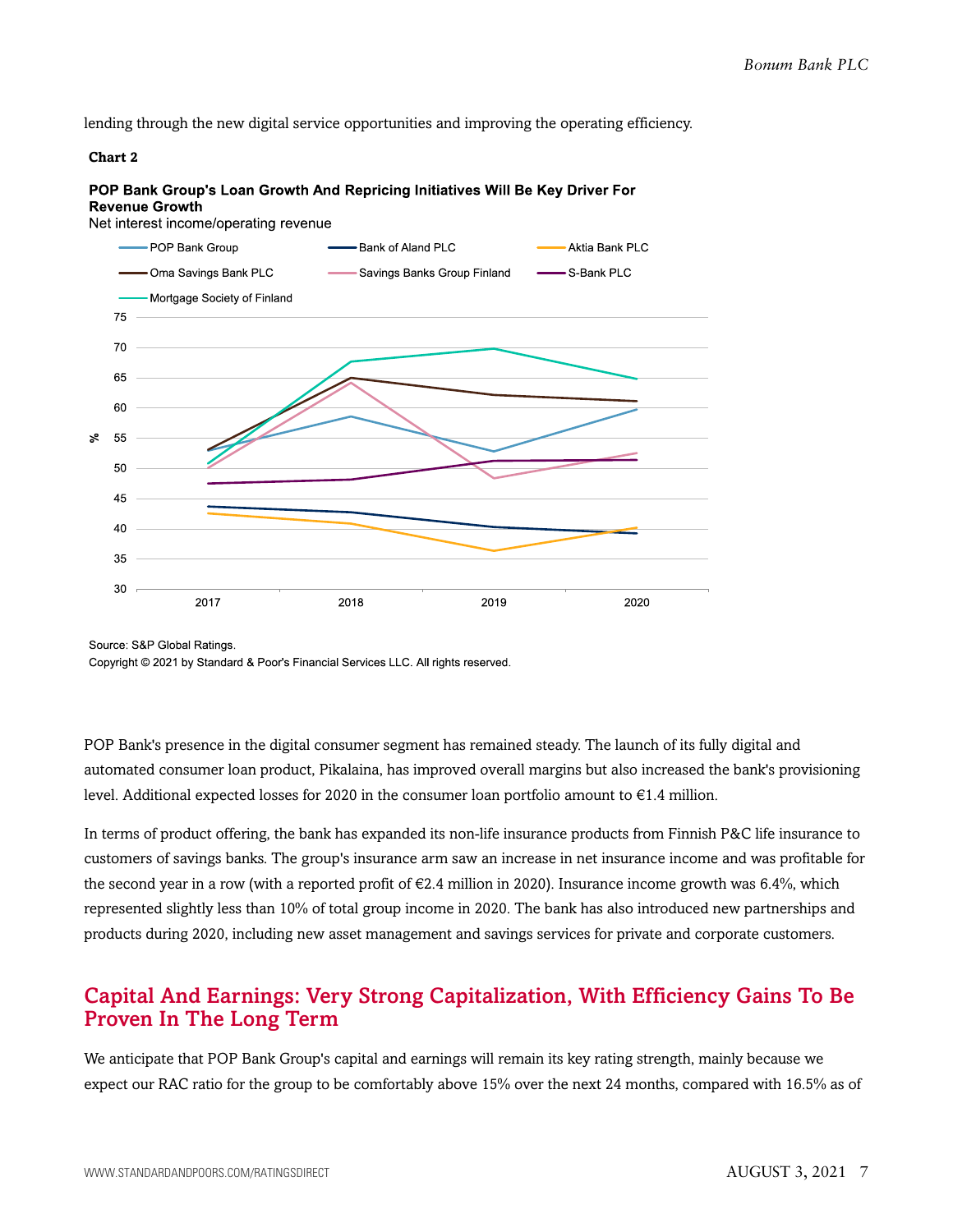lending through the new digital service opportunities and improving the operating efficiency.

**Chart 2**

**POP Bank Group's Loan Growth And Repricing Initiatives Will Be Key Driver For Revenue Growth**

Net interest income/operating revenue

Source: S&P Global Ratings.

Copyright © 2021 by Standard & Poor's Financial Services LLC. All rights reserved.

POP Bank's presence in the digital consumer segment has remained steady. The launch of its fully digital and automated consumer loan product, Pikalaina, has improved overall margins but also increased the bank's provisioning level. Additional expected losses for 2020 in the consumer loan portfolio amount to €1.4 million.

In terms of product offering, the bank has expanded its non-life insurance products from Finnish P&C life insurance to customers of savings banks. The group's insurance arm saw an increase in net insurance income and was profitable for the second year in a row (with a reported profit of €2.4 million in 2020). Insurance income growth was 6.4%, which represented slightly less than 10% of total group income in 2020. The bank has also introduced new partnerships and products during 2020, including new asset management and savings services for private and corporate customers.

## Capital And Earnings: Very Strong Capitalization, With Efficiency Gains To Be Proven In The Long Term

We anticipate that POP Bank Group's capital and earnings will remain its key rating strength, mainly because we expect our RAC ratio for the group to be comfortably above 15% over the next 24 months, compared with 16.5% as of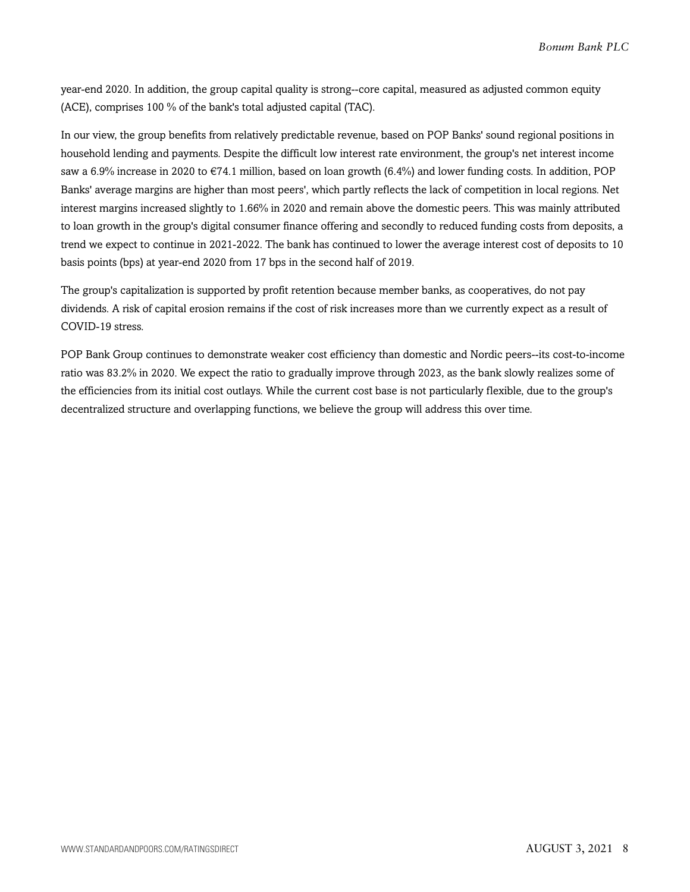year-end 2020. In addition, the group capital quality is strong--core capital, measured as adjusted common equity (ACE), comprises 100 % of the bank's total adjusted capital (TAC).

In our view, the group benefits from relatively predictable revenue, based on POP Banks' sound regional positions in household lending and payments. Despite the difficult low interest rate environment, the group's net interest income saw a 6.9% increase in 2020 to €74.1 million, based on loan growth (6.4%) and lower funding costs. In addition, POP Banks' average margins are higher than most peers', which partly reflects the lack of competition in local regions. Net interest margins increased slightly to 1.66% in 2020 and remain above the domestic peers. This was mainly attributed to loan growth in the group's digital consumer finance offering and secondly to reduced funding costs from deposits, a trend we expect to continue in 2021-2022. The bank has continued to lower the average interest cost of deposits to 10 basis points (bps) at year-end 2020 from 17 bps in the second half of 2019.

The group's capitalization is supported by profit retention because member banks, as cooperatives, do not pay dividends. A risk of capital erosion remains if the cost of risk increases more than we currently expect as a result of COVID-19 stress.

POP Bank Group continues to demonstrate weaker cost efficiency than domestic and Nordic peers--its cost-to-income ratio was 83.2% in 2020. We expect the ratio to gradually improve through 2023, as the bank slowly realizes some of the efficiencies from its initial cost outlays. While the current cost base is not particularly flexible, due to the group's decentralized structure and overlapping functions, we believe the group will address this over time.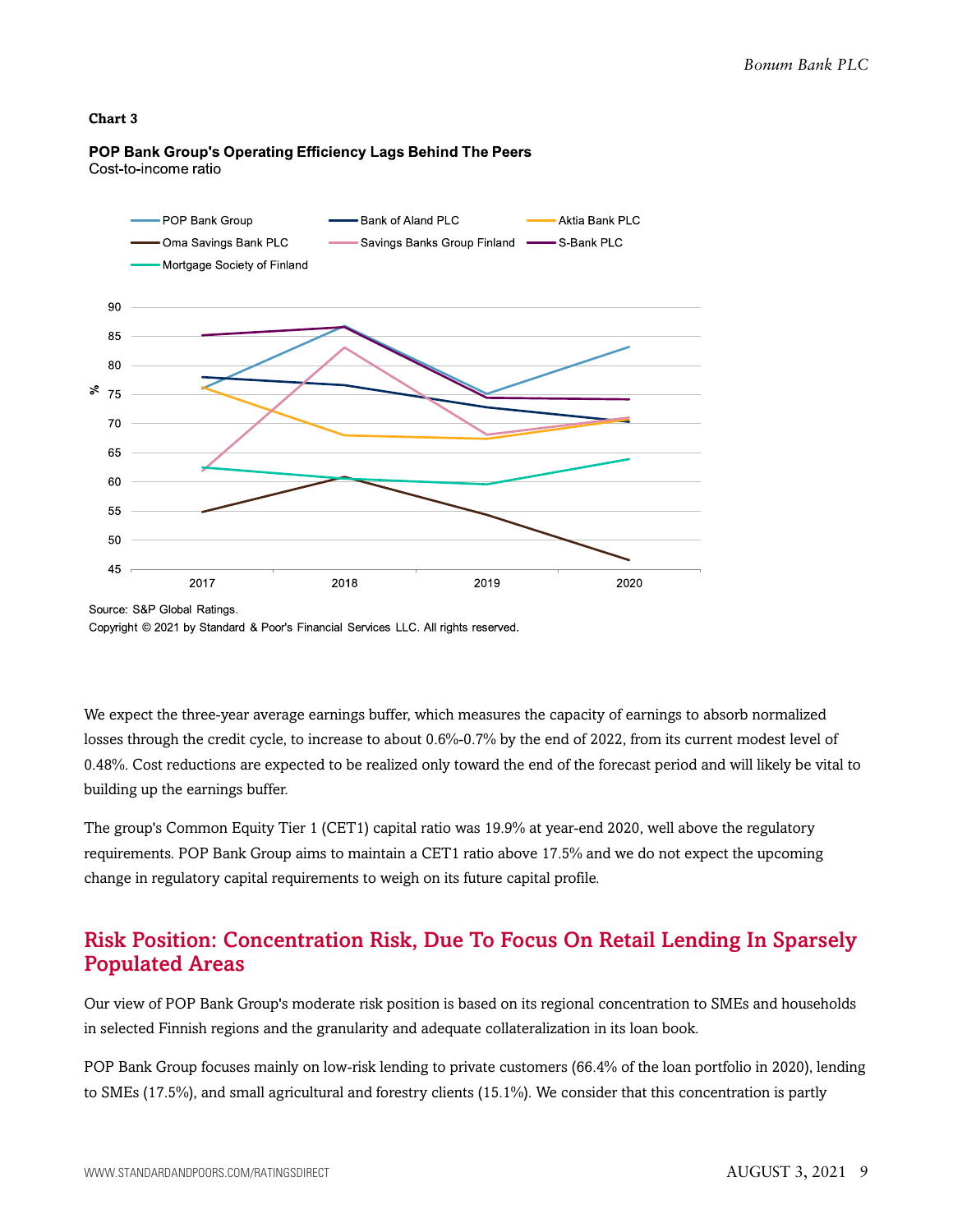**Chart 3**

**POP Bank Group's Operating Efficiency Lags Behind The Peers**
Cost-to-income ratio

Source: S&P Global Ratings.
Copyright © 2021 by Standard & Poor's Financial Services LLC. All rights reserved.

We expect the three-year average earnings buffer, which measures the capacity of earnings to absorb normalized losses through the credit cycle, to increase to about 0.6%-0.7% by the end of 2022, from its current modest level of 0.48%. Cost reductions are expected to be realized only toward the end of the forecast period and will likely be vital to building up the earnings buffer.

The group's Common Equity Tier 1 (CET1) capital ratio was 19.9% at year-end 2020, well above the regulatory requirements. POP Bank Group aims to maintain a CET1 ratio above 17.5% and we do not expect the upcoming change in regulatory capital requirements to weigh on its future capital profile.

## Risk Position: Concentration Risk, Due To Focus On Retail Lending In Sparsely Populated Areas

Our view of POP Bank Group's moderate risk position is based on its regional concentration to SMEs and households in selected Finnish regions and the granularity and adequate collateralization in its loan book.

POP Bank Group focuses mainly on low-risk lending to private customers (66.4% of the loan portfolio in 2020), lending to SMEs (17.5%), and small agricultural and forestry clients (15.1%). We consider that this concentration is partly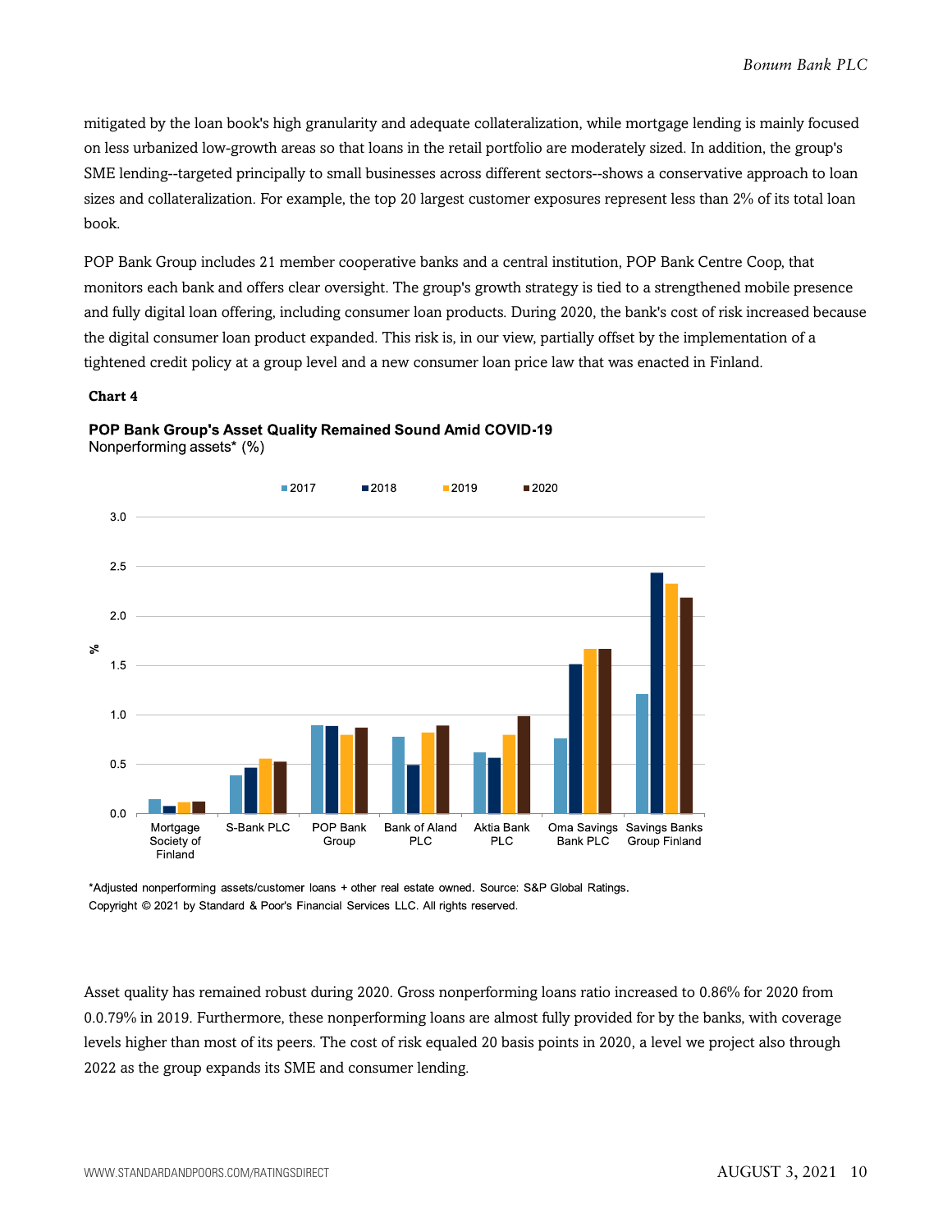mitigated by the loan book's high granularity and adequate collateralization, while mortgage lending is mainly focused on less urbanized low-growth areas so that loans in the retail portfolio are moderately sized. In addition, the group's SME lending--targeted principally to small businesses across different sectors--shows a conservative approach to loan sizes and collateralization. For example, the top 20 largest customer exposures represent less than 2% of its total loan book.

POP Bank Group includes 21 member cooperative banks and a central institution, POP Bank Centre Coop, that monitors each bank and offers clear oversight. The group's growth strategy is tied to a strengthened mobile presence and fully digital loan offering, including consumer loan products. During 2020, the bank's cost of risk increased because the digital consumer loan product expanded. This risk is, in our view, partially offset by the implementation of a tightened credit policy at a group level and a new consumer loan price law that was enacted in Finland.

**Chart 4**

**POP Bank Group's Asset Quality Remained Sound Amid COVID-19**

Nonperforming assets* (%)

*Adjusted nonperforming assets/customer loans + other real estate owned. Source: S&P Global Ratings.

Copyright © 2021 by Standard & Poor's Financial Services LLC. All rights reserved.

Asset quality has remained robust during 2020. Gross nonperforming loans ratio increased to 0.86% for 2020 from 0.0.79% in 2019. Furthermore, these nonperforming loans are almost fully provided for by the banks, with coverage levels higher than most of its peers. The cost of risk equaled 20 basis points in 2020, a level we project also through 2022 as the group expands its SME and consumer lending.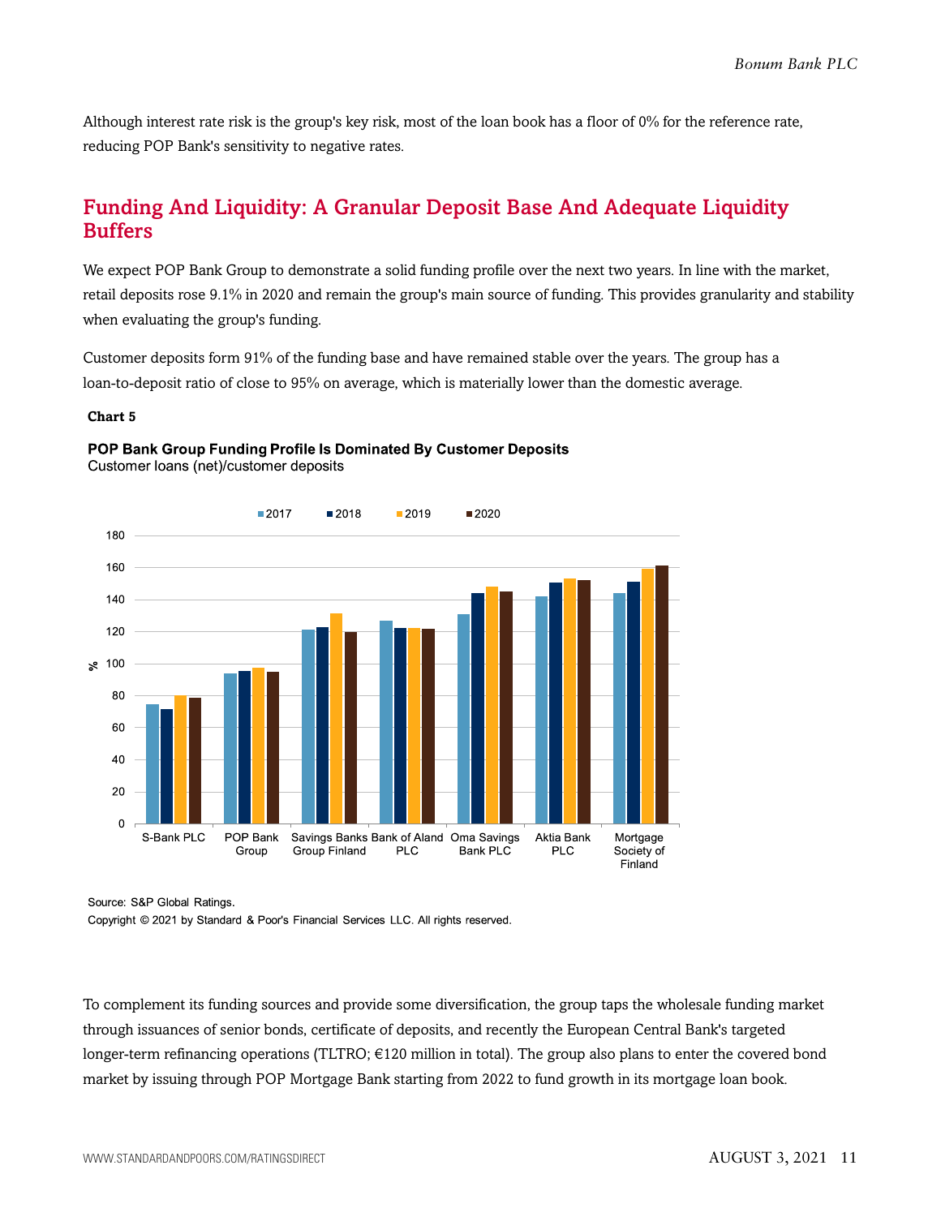Although interest rate risk is the group's key risk, most of the loan book has a floor of 0% for the reference rate, reducing POP Bank's sensitivity to negative rates.

## Funding And Liquidity: A Granular Deposit Base And Adequate Liquidity Buffers

We expect POP Bank Group to demonstrate a solid funding profile over the next two years. In line with the market, retail deposits rose 9.1% in 2020 and remain the group's main source of funding. This provides granularity and stability when evaluating the group's funding.

Customer deposits form 91% of the funding base and have remained stable over the years. The group has a loan-to-deposit ratio of close to 95% on average, which is materially lower than the domestic average.

**Chart 5**

**POP Bank Group Funding Profile Is Dominated By Customer Deposits**
Customer loans (net)/customer deposits

Source: S&P Global Ratings.
Copyright © 2021 by Standard & Poor's Financial Services LLC. All rights reserved.

To complement its funding sources and provide some diversification, the group taps the wholesale funding market through issuances of senior bonds, certificate of deposits, and recently the European Central Bank's targeted longer-term refinancing operations (TLTRO; €120 million in total). The group also plans to enter the covered bond market by issuing through POP Mortgage Bank starting from 2022 to fund growth in its mortgage loan book.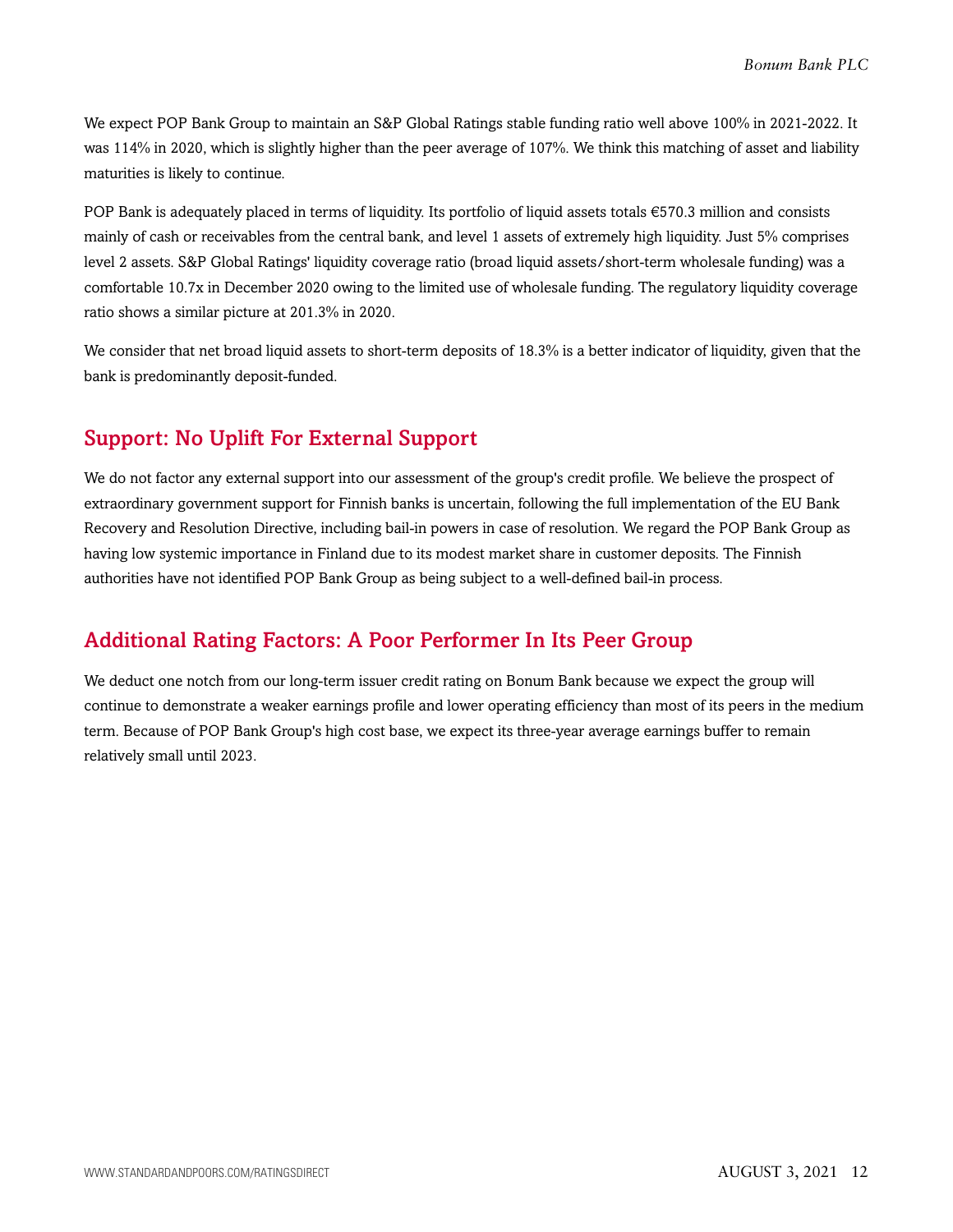We expect POP Bank Group to maintain an S&P Global Ratings stable funding ratio well above 100% in 2021-2022. It was 114% in 2020, which is slightly higher than the peer average of 107%. We think this matching of asset and liability maturities is likely to continue.

POP Bank is adequately placed in terms of liquidity. Its portfolio of liquid assets totals €570.3 million and consists mainly of cash or receivables from the central bank, and level 1 assets of extremely high liquidity. Just 5% comprises level 2 assets. S&P Global Ratings' liquidity coverage ratio (broad liquid assets/short-term wholesale funding) was a comfortable 10.7x in December 2020 owing to the limited use of wholesale funding. The regulatory liquidity coverage ratio shows a similar picture at 201.3% in 2020.

We consider that net broad liquid assets to short-term deposits of 18.3% is a better indicator of liquidity, given that the bank is predominantly deposit-funded.

## Support: No Uplift For External Support

We do not factor any external support into our assessment of the group's credit profile. We believe the prospect of extraordinary government support for Finnish banks is uncertain, following the full implementation of the EU Bank Recovery and Resolution Directive, including bail-in powers in case of resolution. We regard the POP Bank Group as having low systemic importance in Finland due to its modest market share in customer deposits. The Finnish authorities have not identified POP Bank Group as being subject to a well-defined bail-in process.

## Additional Rating Factors: A Poor Performer In Its Peer Group

We deduct one notch from our long-term issuer credit rating on Bonum Bank because we expect the group will continue to demonstrate a weaker earnings profile and lower operating efficiency than most of its peers in the medium term. Because of POP Bank Group's high cost base, we expect its three-year average earnings buffer to remain relatively small until 2023.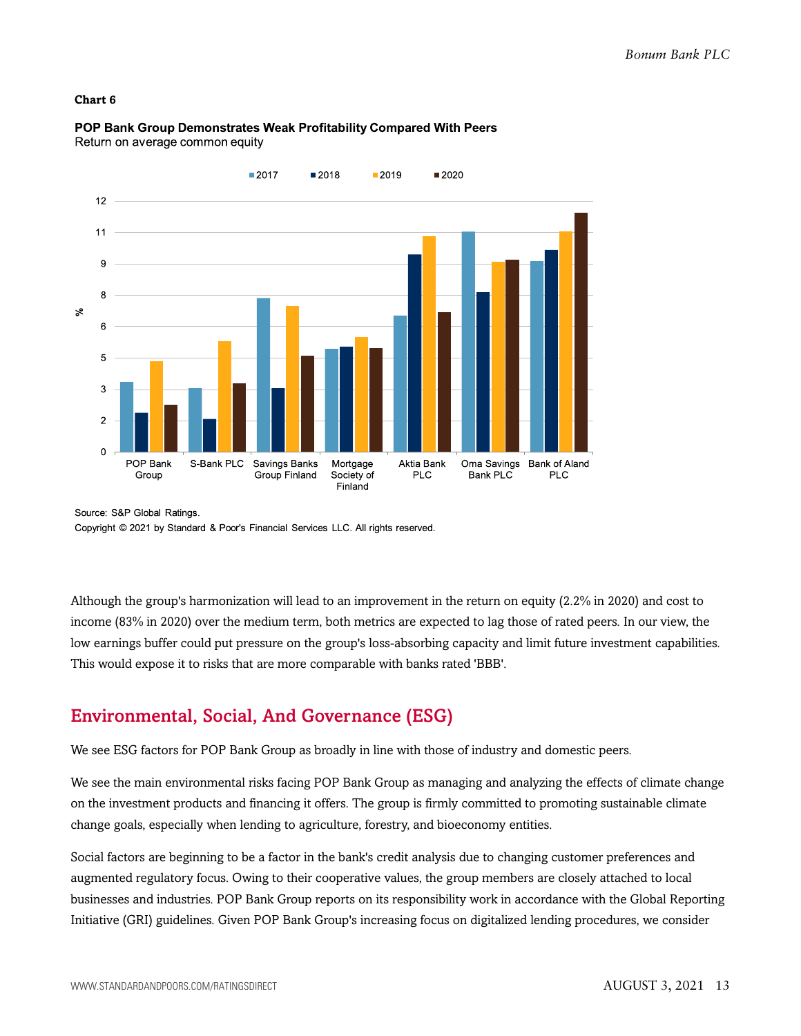**Chart 6**

**POP Bank Group Demonstrates Weak Profitability Compared With Peers**
Return on average common equity

Source: S&P Global Ratings.
Copyright © 2021 by Standard & Poor's Financial Services LLC. All rights reserved.

Although the group's harmonization will lead to an improvement in the return on equity (2.2% in 2020) and cost to income (83% in 2020) over the medium term, both metrics are expected to lag those of rated peers. In our view, the low earnings buffer could put pressure on the group's loss-absorbing capacity and limit future investment capabilities. This would expose it to risks that are more comparable with banks rated 'BBB'.

## Environmental, Social, And Governance (ESG)

We see ESG factors for POP Bank Group as broadly in line with those of industry and domestic peers.

We see the main environmental risks facing POP Bank Group as managing and analyzing the effects of climate change on the investment products and financing it offers. The group is firmly committed to promoting sustainable climate change goals, especially when lending to agriculture, forestry, and bioeconomy entities.

Social factors are beginning to be a factor in the bank's credit analysis due to changing customer preferences and augmented regulatory focus. Owing to their cooperative values, the group members are closely attached to local businesses and industries. POP Bank Group reports on its responsibility work in accordance with the Global Reporting Initiative (GRI) guidelines. Given POP Bank Group's increasing focus on digitalized lending procedures, we consider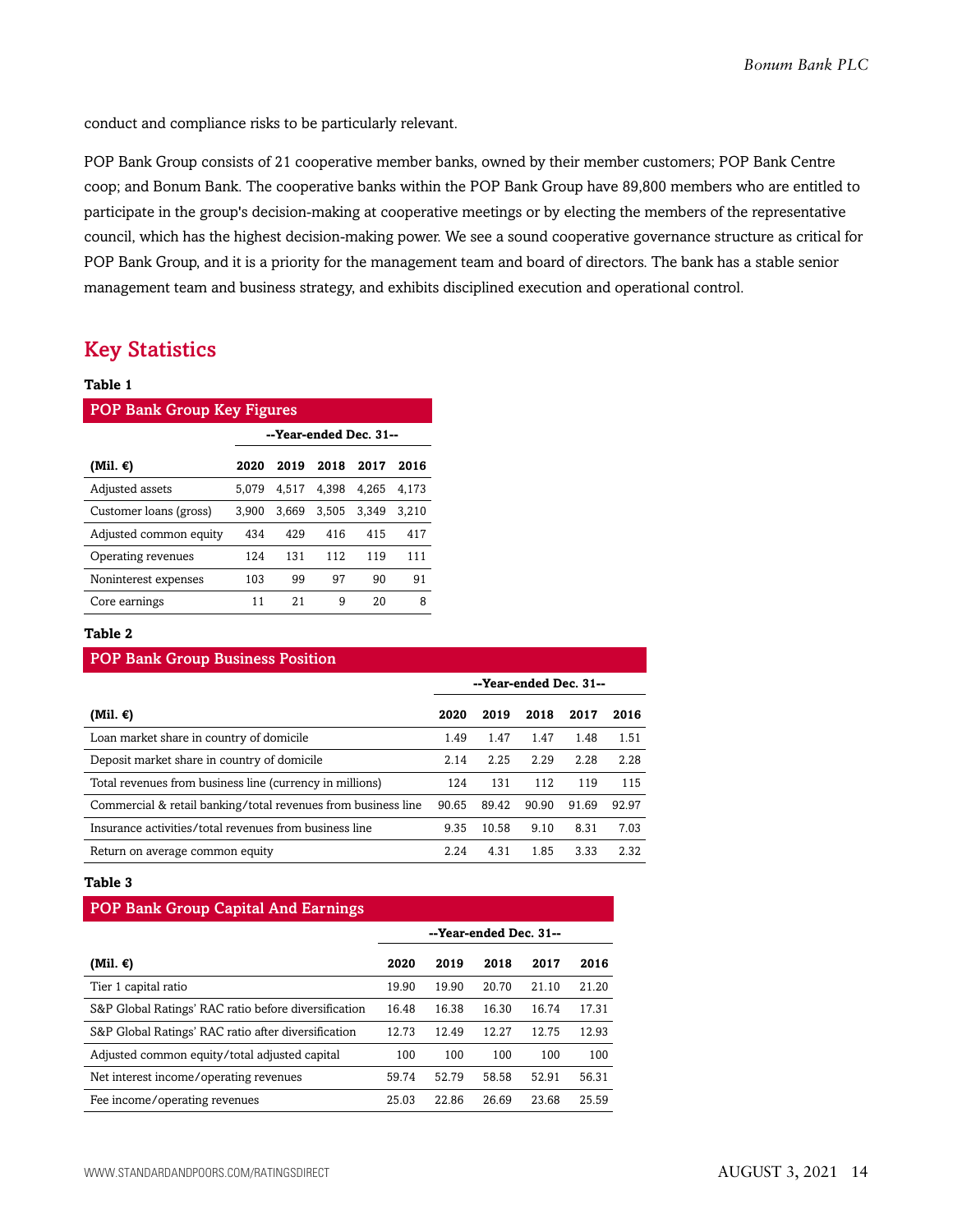conduct and compliance risks to be particularly relevant.

POP Bank Group consists of 21 cooperative member banks, owned by their member customers; POP Bank Centre coop; and Bonum Bank. The cooperative banks within the POP Bank Group have 89,800 members who are entitled to participate in the group's decision-making at cooperative meetings or by electing the members of the representative council, which has the highest decision-making power. We see a sound cooperative governance structure as critical for POP Bank Group, and it is a priority for the management team and board of directors. The bank has a stable senior management team and business strategy, and exhibits disciplined execution and operational control.

## Key Statistics

**Table 1**

**POP Bank Group Key Figures**

| | --Year-ended Dec. 31-- | | | | |
|---|---|---|---|---|---|
| **(Mil. €)** | **2020** | **2019** | **2018** | **2017** | **2016** |
| Adjusted assets | 5,079 | 4,517 | 4,398 | 4,265 | 4,173 |
| Customer loans (gross) | 3,900 | 3,669 | 3,505 | 3,349 | 3,210 |
| Adjusted common equity | 434 | 429 | 416 | 415 | 417 |
| Operating revenues | 124 | 131 | 112 | 119 | 111 |
| Noninterest expenses | 103 | 99 | 97 | 90 | 91 |
| Core earnings | 11 | 21 | 9 | 20 | 8 |

**Table 2**

**POP Bank Group Business Position**

| | --Year-ended Dec. 31-- | | | | |
|---|---|---|---|---|---|
| **(Mil. €)** | **2020** | **2019** | **2018** | **2017** | **2016** |
| Loan market share in country of domicile | 1.49 | 1.47 | 1.47 | 1.48 | 1.51 |
| Deposit market share in country of domicile | 2.14 | 2.25 | 2.29 | 2.28 | 2.28 |
| Total revenues from business line (currency in millions) | 124 | 131 | 112 | 119 | 115 |
| Commercial & retail banking/total revenues from business line | 90.65 | 89.42 | 90.90 | 91.69 | 92.97 |
| Insurance activities/total revenues from business line | 9.35 | 10.58 | 9.10 | 8.31 | 7.03 |
| Return on average common equity | 2.24 | 4.31 | 1.85 | 3.33 | 2.32 |

**Table 3**

**POP Bank Group Capital And Earnings**

| | --Year-ended Dec. 31-- | | | | |
|---|---|---|---|---|---|
| **(Mil. €)** | **2020** | **2019** | **2018** | **2017** | **2016** |
| Tier 1 capital ratio | 19.90 | 19.90 | 20.70 | 21.10 | 21.20 |
| S&P Global Ratings' RAC ratio before diversification | 16.48 | 16.38 | 16.30 | 16.74 | 17.31 |
| S&P Global Ratings' RAC ratio after diversification | 12.73 | 12.49 | 12.27 | 12.75 | 12.93 |
| Adjusted common equity/total adjusted capital | 100 | 100 | 100 | 100 | 100 |
| Net interest income/operating revenues | 59.74 | 52.79 | 58.58 | 52.91 | 56.31 |
| Fee income/operating revenues | 25.03 | 22.86 | 26.69 | 23.68 | 25.59 |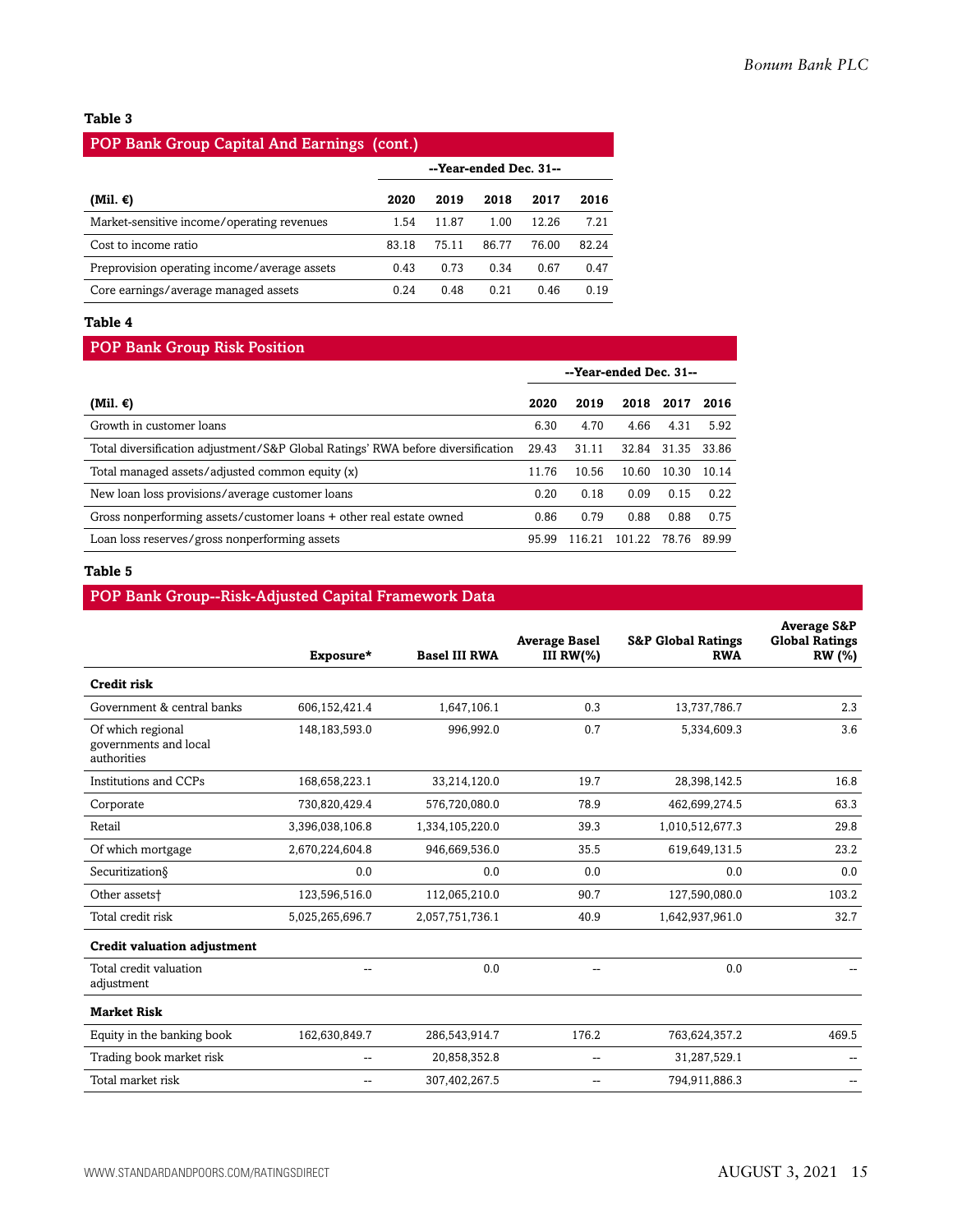**Table 3**

## POP Bank Group Capital And Earnings (cont.)

| | --Year-ended Dec. 31-- | | | | |
|---|---|---|---|---|---|
| **(Mil. €)** | **2020** | **2019** | **2018** | **2017** | **2016** |
| Market-sensitive income/operating revenues | 1.54 | 11.87 | 1.00 | 12.26 | 7.21 |
| Cost to income ratio | 83.18 | 75.11 | 86.77 | 76.00 | 82.24 |
| Preprovision operating income/average assets | 0.43 | 0.73 | 0.34 | 0.67 | 0.47 |
| Core earnings/average managed assets | 0.24 | 0.48 | 0.21 | 0.46 | 0.19 |

**Table 4**

## POP Bank Group Risk Position

| | --Year-ended Dec. 31-- | | | | |
|---|---|---|---|---|---|
| **(Mil. €)** | **2020** | **2019** | **2018** | **2017** | **2016** |
| Growth in customer loans | 6.30 | 4.70 | 4.66 | 4.31 | 5.92 |
| Total diversification adjustment/S&P Global Ratings' RWA before diversification | 29.43 | 31.11 | 32.84 | 31.35 | 33.86 |
| Total managed assets/adjusted common equity (x) | 11.76 | 10.56 | 10.60 | 10.30 | 10.14 |
| New loan loss provisions/average customer loans | 0.20 | 0.18 | 0.09 | 0.15 | 0.22 |
| Gross nonperforming assets/customer loans + other real estate owned | 0.86 | 0.79 | 0.88 | 0.88 | 0.75 |
| Loan loss reserves/gross nonperforming assets | 95.99 | 116.21 | 101.22 | 78.76 | 89.99 |

**Table 5**

## POP Bank Group--Risk-Adjusted Capital Framework Data

| | **Exposure*** | **Basel III RWA** | **Average Basel III RW(%)** | **S&P Global Ratings RWA** | **Average S&P Global Ratings RW (%)** |
|---|---|---|---|---|---|
| **Credit risk** | | | | | |
| Government & central banks | 606,152,421.4 | 1,647,106.1 | 0.3 | 13,737,786.7 | 2.3 |
| Of which regional governments and local authorities | 148,183,593.0 | 996,992.0 | 0.7 | 5,334,609.3 | 3.6 |
| Institutions and CCPs | 168,658,223.1 | 33,214,120.0 | 19.7 | 28,398,142.5 | 16.8 |
| Corporate | 730,820,429.4 | 576,720,080.0 | 78.9 | 462,699,274.5 | 63.3 |
| Retail | 3,396,038,106.8 | 1,334,105,220.0 | 39.3 | 1,010,512,677.3 | 29.8 |
| Of which mortgage | 2,670,224,604.8 | 946,669,536.0 | 35.5 | 619,649,131.5 | 23.2 |
| Securitization§ | 0.0 | 0.0 | 0.0 | 0.0 | 0.0 |
| Other assets† | 123,596,516.0 | 112,065,210.0 | 90.7 | 127,590,080.0 | 103.2 |
| Total credit risk | 5,025,265,696.7 | 2,057,751,736.1 | 40.9 | 1,642,937,961.0 | 32.7 |
| **Credit valuation adjustment** | | | | | |
| Total credit valuation adjustment | -- | 0.0 | -- | 0.0 | -- |
| **Market Risk** | | | | | |
| Equity in the banking book | 162,630,849.7 | 286,543,914.7 | 176.2 | 763,624,357.2 | 469.5 |
| Trading book market risk | -- | 20,858,352.8 | -- | 31,287,529.1 | -- |
| Total market risk | -- | 307,402,267.5 | -- | 794,911,886.3 | -- |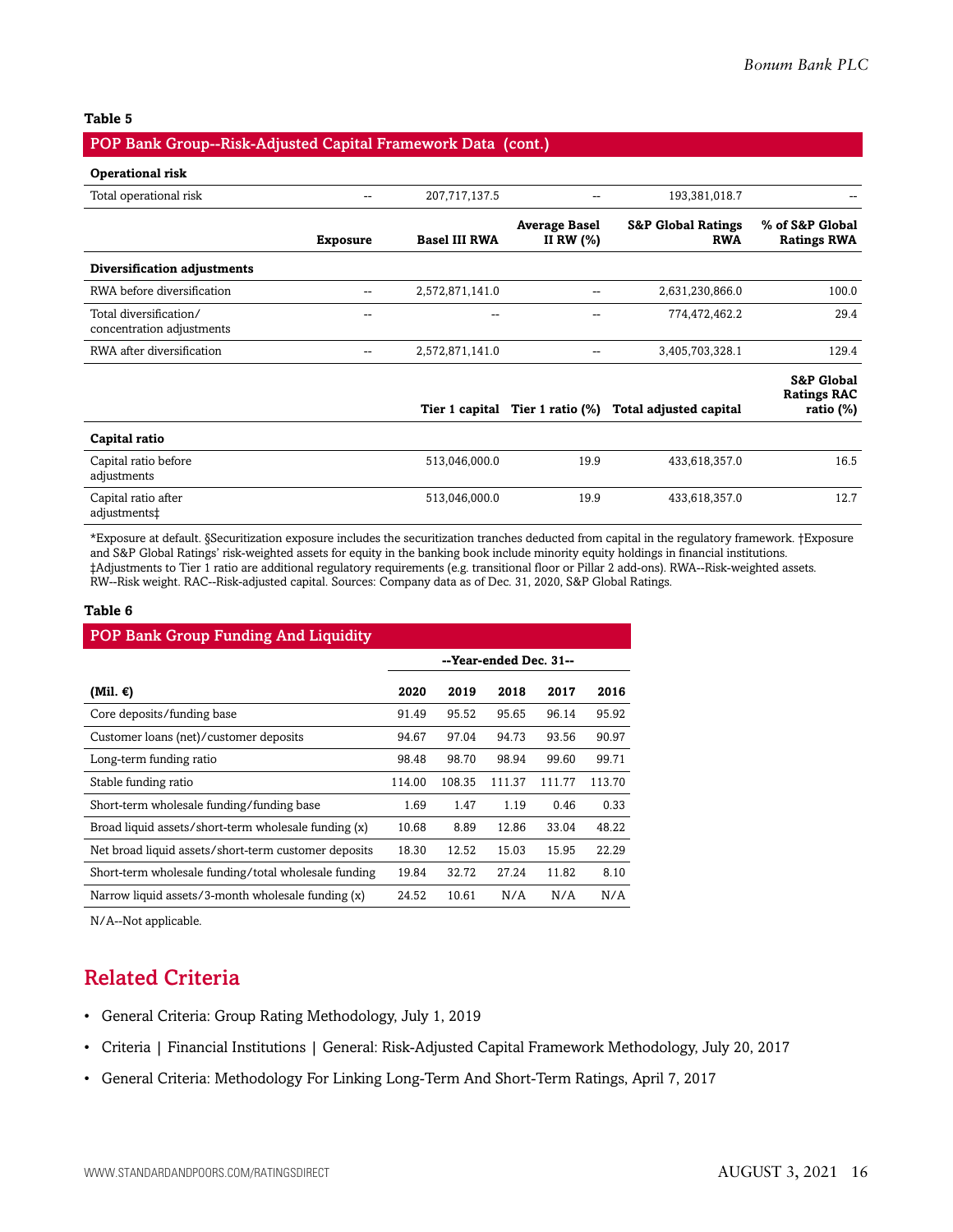**Table 5**

**POP Bank Group--Risk-Adjusted Capital Framework Data (cont.)**

| | Exposure | Basel III RWA | Average Basel II RW (%) | S&P Global Ratings RWA | % of S&P Global Ratings RWA |
|---|---|---|---|---|---|
| **Operational risk** | | | | | |
| Total operational risk | -- | 207,717,137.5 | -- | 193,381,018.7 | -- |
| **Diversification adjustments** | | | | | |
| RWA before diversification | -- | 2,572,871,141.0 | -- | 2,631,230,866.0 | 100.0 |
| Total diversification/ concentration adjustments | -- | -- | -- | 774,472,462.2 | 29.4 |
| RWA after diversification | -- | 2,572,871,141.0 | -- | 3,405,703,328.1 | 129.4 |

| | | Tier 1 capital | Tier 1 ratio (%) | Total adjusted capital | S&P Global Ratings RAC ratio (%) |
|---|---|---|---|---|---|
| **Capital ratio** | | | | | |
| Capital ratio before adjustments | | 513,046,000.0 | 19.9 | 433,618,357.0 | 16.5 |
| Capital ratio after adjustments‡ | | 513,046,000.0 | 19.9 | 433,618,357.0 | 12.7 |

*Exposure at default. §Securitization exposure includes the securitization tranches deducted from capital in the regulatory framework. †Exposure and S&P Global Ratings' risk-weighted assets for equity in the banking book include minority equity holdings in financial institutions. ‡Adjustments to Tier 1 ratio are additional regulatory requirements (e.g. transitional floor or Pillar 2 add-ons). RWA--Risk-weighted assets. RW--Risk weight. RAC--Risk-adjusted capital. Sources: Company data as of Dec. 31, 2020, S&P Global Ratings.

**Table 6**

**POP Bank Group Funding And Liquidity**

| | --Year-ended Dec. 31-- | | | | |
|---|---|---|---|---|---|
| **(Mil. €)** | **2020** | **2019** | **2018** | **2017** | **2016** |
| Core deposits/funding base | 91.49 | 95.52 | 95.65 | 96.14 | 95.92 |
| Customer loans (net)/customer deposits | 94.67 | 97.04 | 94.73 | 93.56 | 90.97 |
| Long-term funding ratio | 98.48 | 98.70 | 98.94 | 99.60 | 99.71 |
| Stable funding ratio | 114.00 | 108.35 | 111.37 | 111.77 | 113.70 |
| Short-term wholesale funding/funding base | 1.69 | 1.47 | 1.19 | 0.46 | 0.33 |
| Broad liquid assets/short-term wholesale funding (x) | 10.68 | 8.89 | 12.86 | 33.04 | 48.22 |
| Net broad liquid assets/short-term customer deposits | 18.30 | 12.52 | 15.03 | 15.95 | 22.29 |
| Short-term wholesale funding/total wholesale funding | 19.84 | 32.72 | 27.24 | 11.82 | 8.10 |
| Narrow liquid assets/3-month wholesale funding (x) | 24.52 | 10.61 | N/A | N/A | N/A |

N/A--Not applicable.

## Related Criteria

- General Criteria: Group Rating Methodology, July 1, 2019
- Criteria | Financial Institutions | General: Risk-Adjusted Capital Framework Methodology, July 20, 2017
- General Criteria: Methodology For Linking Long-Term And Short-Term Ratings, April 7, 2017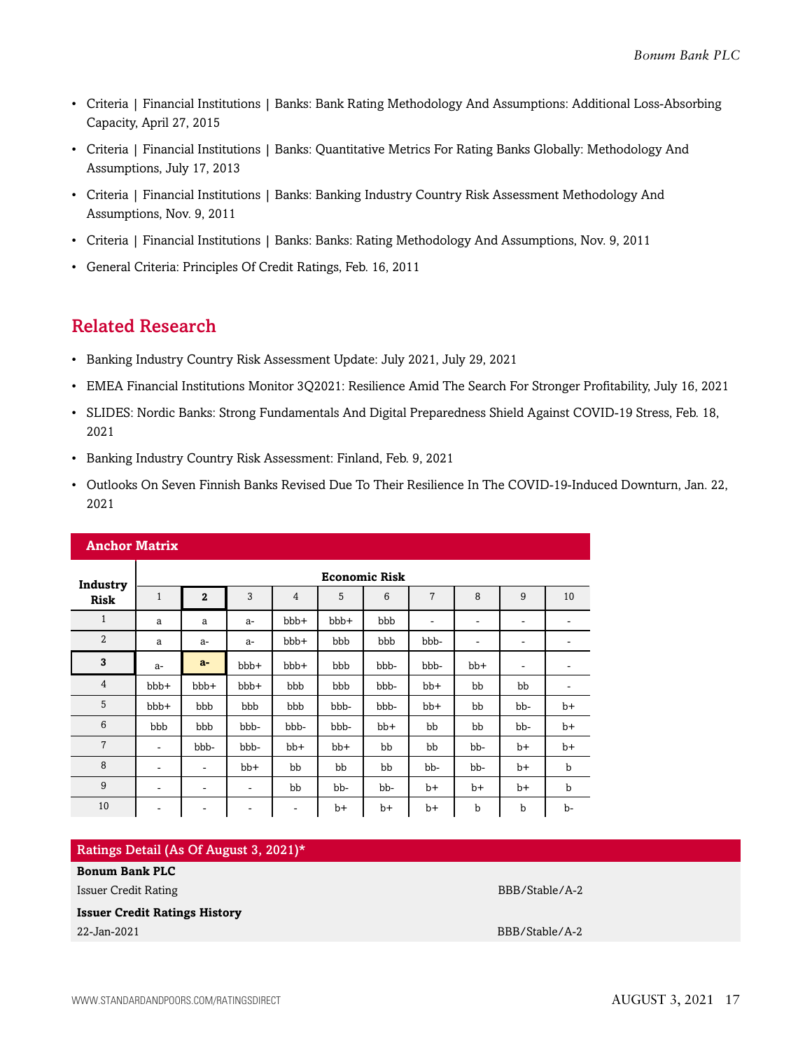- Criteria | Financial Institutions | Banks: Bank Rating Methodology And Assumptions: Additional Loss-Absorbing Capacity, April 27, 2015
- Criteria | Financial Institutions | Banks: Quantitative Metrics For Rating Banks Globally: Methodology And Assumptions, July 17, 2013
- Criteria | Financial Institutions | Banks: Banking Industry Country Risk Assessment Methodology And Assumptions, Nov. 9, 2011
- Criteria | Financial Institutions | Banks: Banks: Rating Methodology And Assumptions, Nov. 9, 2011
- General Criteria: Principles Of Credit Ratings, Feb. 16, 2011

## Related Research

- Banking Industry Country Risk Assessment Update: July 2021, July 29, 2021
- EMEA Financial Institutions Monitor 3Q2021: Resilience Amid The Search For Stronger Profitability, July 16, 2021
- SLIDES: Nordic Banks: Strong Fundamentals And Digital Preparedness Shield Against COVID-19 Stress, Feb. 18, 2021
- Banking Industry Country Risk Assessment: Finland, Feb. 9, 2021
- Outlooks On Seven Finnish Banks Revised Due To Their Resilience In The COVID-19-Induced Downturn, Jan. 22, 2021

**Anchor Matrix**

| Industry Risk | Economic Risk | | | | | | | | | |
|---|---|---|---|---|---|---|---|---|---|---|
| | 1 | **2** | 3 | 4 | 5 | 6 | 7 | 8 | 9 | 10 |
| 1 | a | a | a- | bbb+ | bbb+ | bbb | - | - | - | - |
| 2 | a | a- | a- | bbb+ | bbb | bbb | bbb- | - | - | - |
| **3** | a- | **a-** | bbb+ | bbb+ | bbb | bbb- | bbb- | bb+ | - | - |
| 4 | bbb+ | bbb+ | bbb+ | bbb | bbb | bbb- | bb+ | bb | bb | - |
| 5 | bbb+ | bbb | bbb | bbb | bbb- | bbb- | bb+ | bb | bb- | b+ |
| 6 | bbb | bbb | bbb- | bbb- | bbb- | bb+ | bb | bb | bb- | b+ |
| 7 | - | bbb- | bbb- | bb+ | bb+ | bb | bb | bb- | b+ | b+ |
| 8 | - | - | bb+ | bb | bb | bb | bb- | bb- | b+ | b |
| 9 | - | - | - | bb | bb- | bb- | b+ | b+ | b+ | b |
| 10 | - | - | - | - | b+ | b+ | b+ | b | b | b- |

**Ratings Detail (As Of August 3, 2021)***

| | |
|---|---|
| **Bonum Bank PLC** | |
| Issuer Credit Rating | BBB/Stable/A-2 |
| **Issuer Credit Ratings History** | |
| 22-Jan-2021 | BBB/Stable/A-2 |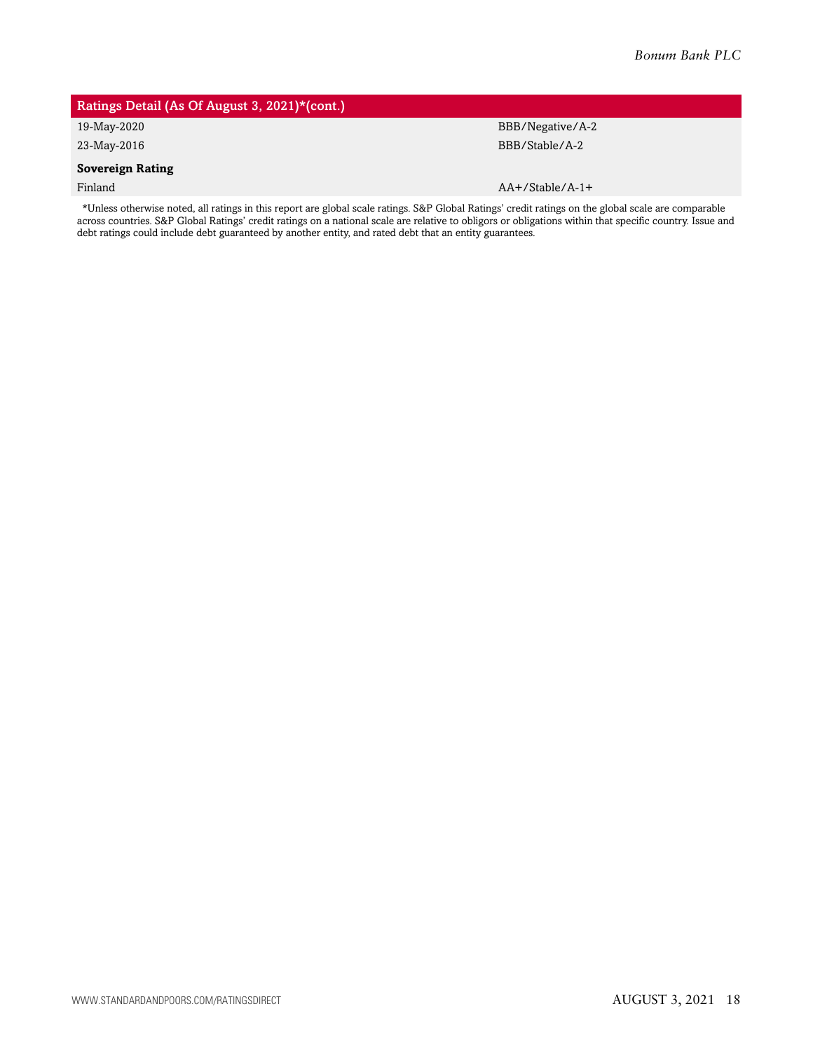| Ratings Detail (As Of August 3, 2021)*(cont.) | |
|---|---|
| 19-May-2020 | BBB/Negative/A-2 |
| 23-May-2016 | BBB/Stable/A-2 |
| **Sovereign Rating** | |
| Finland | AA+/Stable/A-1+ |

*Unless otherwise noted, all ratings in this report are global scale ratings. S&P Global Ratings' credit ratings on the global scale are comparable across countries. S&P Global Ratings' credit ratings on a national scale are relative to obligors or obligations within that specific country. Issue and debt ratings could include debt guaranteed by another entity, and rated debt that an entity guarantees.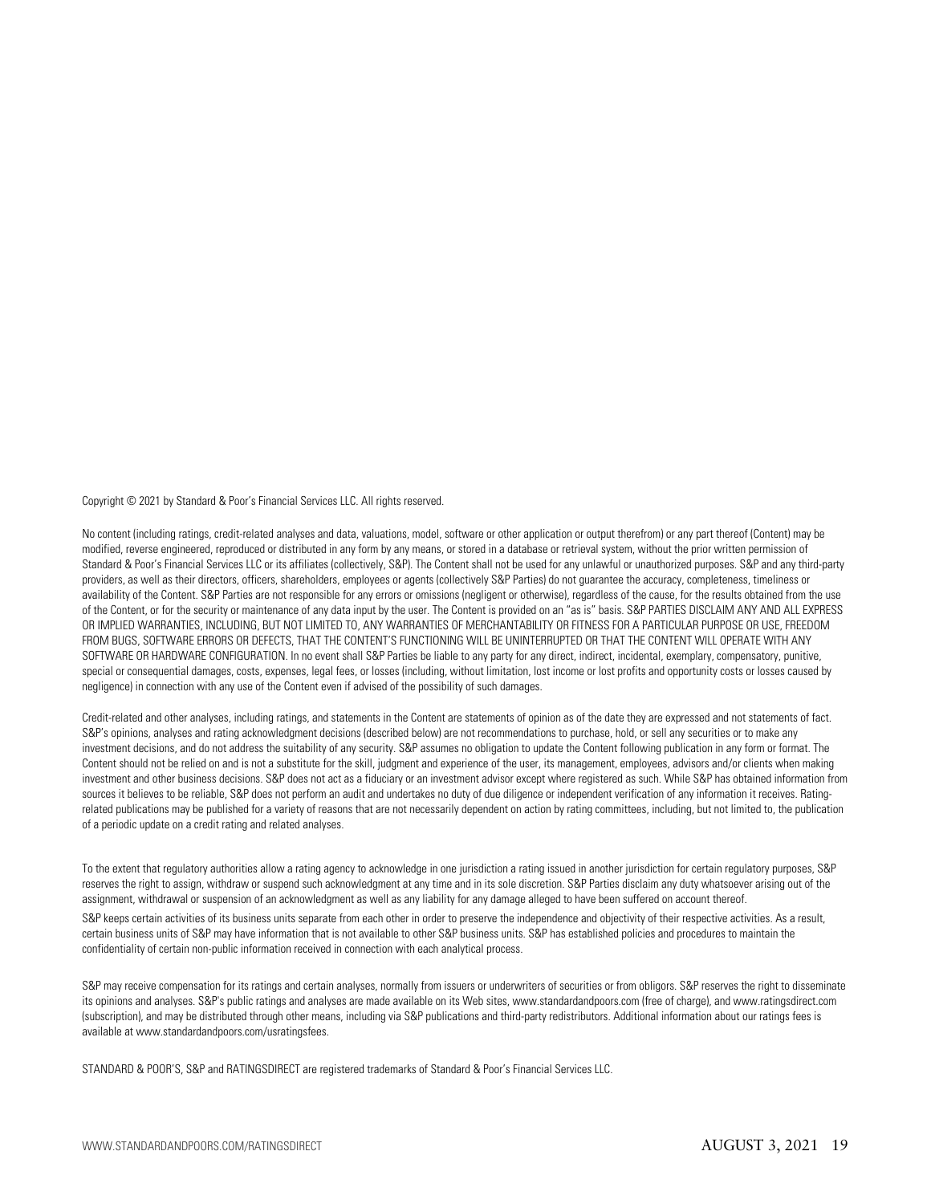Copyright © 2021 by Standard & Poor's Financial Services LLC. All rights reserved.

No content (including ratings, credit-related analyses and data, valuations, model, software or other application or output therefrom) or any part thereof (Content) may be modified, reverse engineered, reproduced or distributed in any form by any means, or stored in a database or retrieval system, without the prior written permission of Standard & Poor's Financial Services LLC or its affiliates (collectively, S&P). The Content shall not be used for any unlawful or unauthorized purposes. S&P and any third-party providers, as well as their directors, officers, shareholders, employees or agents (collectively S&P Parties) do not guarantee the accuracy, completeness, timeliness or availability of the Content. S&P Parties are not responsible for any errors or omissions (negligent or otherwise), regardless of the cause, for the results obtained from the use of the Content, or for the security or maintenance of any data input by the user. The Content is provided on an "as is" basis. S&P PARTIES DISCLAIM ANY AND ALL EXPRESS OR IMPLIED WARRANTIES, INCLUDING, BUT NOT LIMITED TO, ANY WARRANTIES OF MERCHANTABILITY OR FITNESS FOR A PARTICULAR PURPOSE OR USE, FREEDOM FROM BUGS, SOFTWARE ERRORS OR DEFECTS, THAT THE CONTENT'S FUNCTIONING WILL BE UNINTERRUPTED OR THAT THE CONTENT WILL OPERATE WITH ANY SOFTWARE OR HARDWARE CONFIGURATION. In no event shall S&P Parties be liable to any party for any direct, indirect, incidental, exemplary, compensatory, punitive, special or consequential damages, costs, expenses, legal fees, or losses (including, without limitation, lost income or lost profits and opportunity costs or losses caused by negligence) in connection with any use of the Content even if advised of the possibility of such damages.

Credit-related and other analyses, including ratings, and statements in the Content are statements of opinion as of the date they are expressed and not statements of fact. S&P's opinions, analyses and rating acknowledgment decisions (described below) are not recommendations to purchase, hold, or sell any securities or to make any investment decisions, and do not address the suitability of any security. S&P assumes no obligation to update the Content following publication in any form or format. The Content should not be relied on and is not a substitute for the skill, judgment and experience of the user, its management, employees, advisors and/or clients when making investment and other business decisions. S&P does not act as a fiduciary or an investment advisor except where registered as such. While S&P has obtained information from sources it believes to be reliable, S&P does not perform an audit and undertakes no duty of due diligence or independent verification of any information it receives. Rating-related publications may be published for a variety of reasons that are not necessarily dependent on action by rating committees, including, but not limited to, the publication of a periodic update on a credit rating and related analyses.

To the extent that regulatory authorities allow a rating agency to acknowledge in one jurisdiction a rating issued in another jurisdiction for certain regulatory purposes, S&P reserves the right to assign, withdraw or suspend such acknowledgment at any time and in its sole discretion. S&P Parties disclaim any duty whatsoever arising out of the assignment, withdrawal or suspension of an acknowledgment as well as any liability for any damage alleged to have been suffered on account thereof.

S&P keeps certain activities of its business units separate from each other in order to preserve the independence and objectivity of their respective activities. As a result, certain business units of S&P may have information that is not available to other S&P business units. S&P has established policies and procedures to maintain the confidentiality of certain non-public information received in connection with each analytical process.

S&P may receive compensation for its ratings and certain analyses, normally from issuers or underwriters of securities or from obligors. S&P reserves the right to disseminate its opinions and analyses. S&P's public ratings and analyses are made available on its Web sites, www.standardandpoors.com (free of charge), and www.ratingsdirect.com (subscription), and may be distributed through other means, including via S&P publications and third-party redistributors. Additional information about our ratings fees is available at www.standardandpoors.com/usratingsfees.

STANDARD & POOR'S, S&P and RATINGSDIRECT are registered trademarks of Standard & Poor's Financial Services LLC.